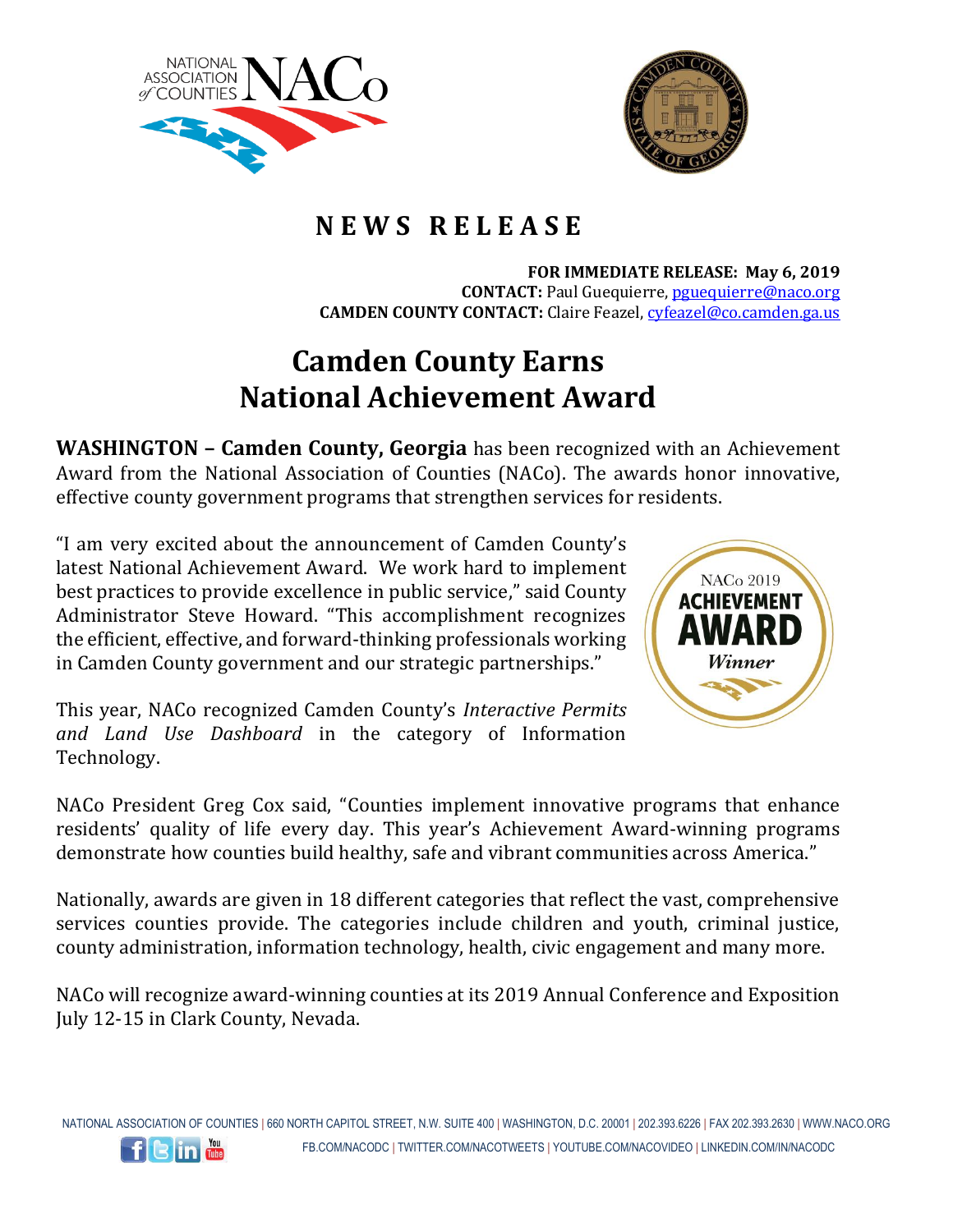# NEWS RELEASE

**FOR IMMEDIATE RELEASE: May 6, 2019**
**CONTACT:** Paul Guequierre, pguequierre@naco.org
**CAMDEN COUNTY CONTACT:** Claire Feazel, cyfeazel@co.camden.ga.us

# Camden County Earns National Achievement Award

**WASHINGTON – Camden County, Georgia** has been recognized with an Achievement Award from the National Association of Counties (NACo). The awards honor innovative, effective county government programs that strengthen services for residents.

"I am very excited about the announcement of Camden County's latest National Achievement Award. We work hard to implement best practices to provide excellence in public service," said County Administrator Steve Howard. "This accomplishment recognizes the efficient, effective, and forward-thinking professionals working in Camden County government and our strategic partnerships."

This year, NACo recognized Camden County's *Interactive Permits and Land Use Dashboard* in the category of Information Technology.

NACo President Greg Cox said, "Counties implement innovative programs that enhance residents' quality of life every day. This year's Achievement Award-winning programs demonstrate how counties build healthy, safe and vibrant communities across America."

Nationally, awards are given in 18 different categories that reflect the vast, comprehensive services counties provide. The categories include children and youth, criminal justice, county administration, information technology, health, civic engagement and many more.

NACo will recognize award-winning counties at its 2019 Annual Conference and Exposition July 12-15 in Clark County, Nevada.

NATIONAL ASSOCIATION OF COUNTIES | 660 NORTH CAPITOL STREET, N.W. SUITE 400 | WASHINGTON, D.C. 20001 | 202.393.6226 | FAX 202.393.2630 | WWW.NACO.ORG
FB.COM/NACODC | TWITTER.COM/NACOTWEETS | YOUTUBE.COM/NACOVIDEO | LINKEDIN.COM/IN/NACODC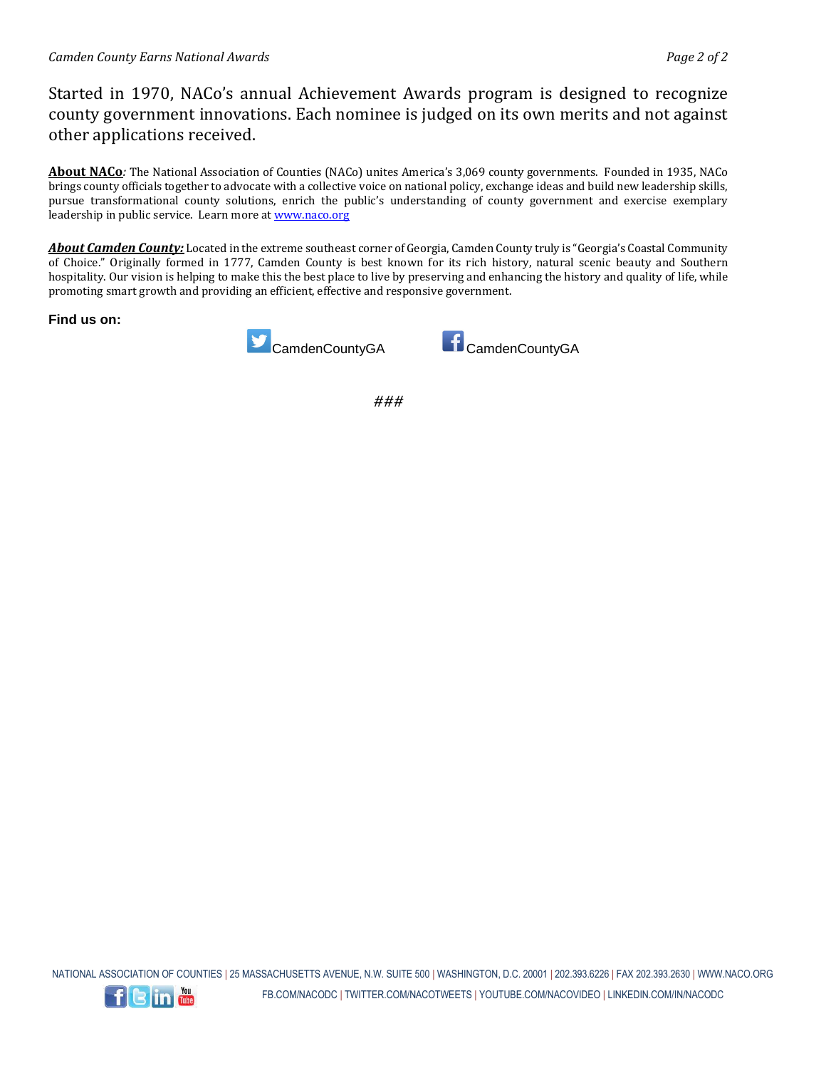Started in 1970, NACo's annual Achievement Awards program is designed to recognize county government innovations. Each nominee is judged on its own merits and not against other applications received.

**About NACo***:* The National Association of Counties (NACo) unites America's 3,069 county governments. Founded in 1935, NACo brings county officials together to advocate with a collective voice on national policy, exchange ideas and build new leadership skills, pursue transformational county solutions, enrich the public's understanding of county government and exercise exemplary leadership in public service. Learn more at www.naco.org

***About Camden County:*** Located in the extreme southeast corner of Georgia, Camden County truly is "Georgia's Coastal Community of Choice." Originally formed in 1777, Camden County is best known for its rich history, natural scenic beauty and Southern hospitality. Our vision is helping to make this the best place to live by preserving and enhancing the history and quality of life, while promoting smart growth and providing an efficient, effective and responsive government.

**Find us on:**

CamdenCountyGA CamdenCountyGA

*###*

NATIONAL ASSOCIATION OF COUNTIES | 25 MASSACHUSETTS AVENUE, N.W. SUITE 500 | WASHINGTON, D.C. 20001 | 202.393.6226 | FAX 202.393.2630 | WWW.NACO.ORG

FB.COM/NACODC | TWITTER.COM/NACOTWEETS | YOUTUBE.COM/NACOVIDEO | LINKEDIN.COM/IN/NACODC